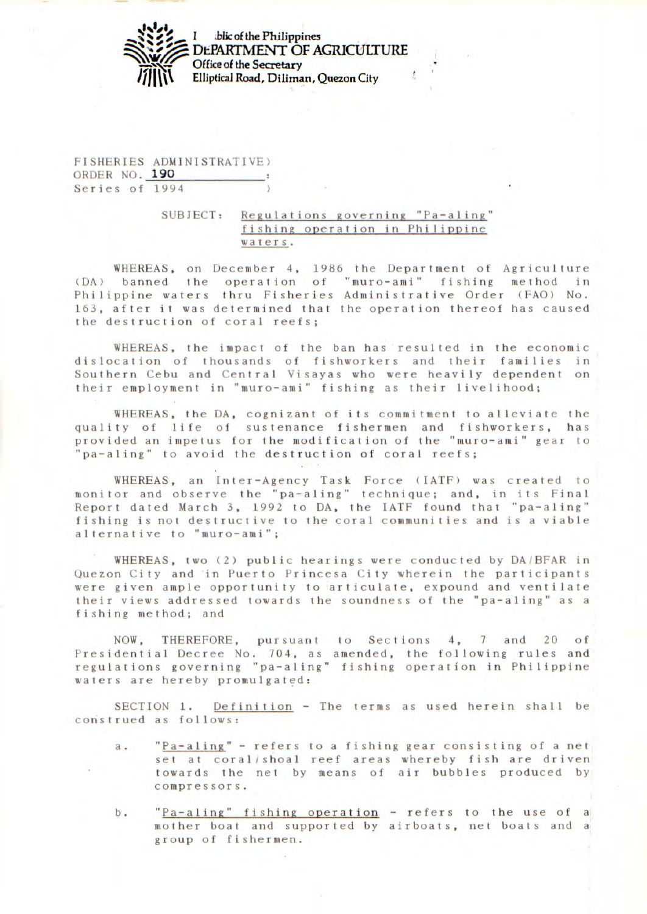I blic of the Philippines
**DEPARTMENT OF AGRICULTURE**
Office of the Secretary
Elliptical Road, Diliman, Quezon City

FISHERIES ADMINISTRATIVE)
ORDER NO. **190** :
Series of 1994 )

SUBJECT: Regulations governing "Pa-aling" fishing operation in Philippine waters.

WHEREAS, on December 4, 1986 the Department of Agriculture (DA) banned the operation of "muro-ami" fishing method in Philippine waters thru Fisheries Administrative Order (FAO) No. 163, after it was determined that the operation thereof has caused the destruction of coral reefs;

WHEREAS, the impact of the ban has resulted in the economic dislocation of thousands of fishworkers and their families in Southern Cebu and Central Visayas who were heavily dependent on their employment in "muro-ami" fishing as their livelihood;

WHEREAS, the DA, cognizant of its commitment to alleviate the quality of life of sustenance fishermen and fishworkers, has provided an impetus for the modification of the "muro-ami" gear to "pa-aling" to avoid the destruction of coral reefs;

WHEREAS, an Inter-Agency Task Force (IATF) was created to monitor and observe the "pa-aling" technique; and, in its Final Report dated March 3, 1992 to DA, the IATF found that "pa-aling" fishing is not destructive to the coral communities and is a viable alternative to "muro-ami";

WHEREAS, two (2) public hearings were conducted by DA/BFAR in Quezon City and in Puerto Princesa City wherein the participants were given ample opportunity to articulate, expound and ventilate their views addressed towards the soundness of the "pa-aling" as a fishing method; and

NOW, THEREFORE, pursuant to Sections 4, 7 and 20 of Presidential Decree No. 704, as amended, the following rules and regulations governing "pa-aling" fishing operation in Philippine waters are hereby promulgated:

SECTION 1. Definition - The terms as used herein shall be construed as follows:

a. "Pa-aling" - refers to a fishing gear consisting of a net set at coral/shoal reef areas whereby fish are driven towards the net by means of air bubbles produced by compressors.

b. "Pa-aling" fishing operation - refers to the use of a mother boat and supported by airboats, net boats and a group of fishermen.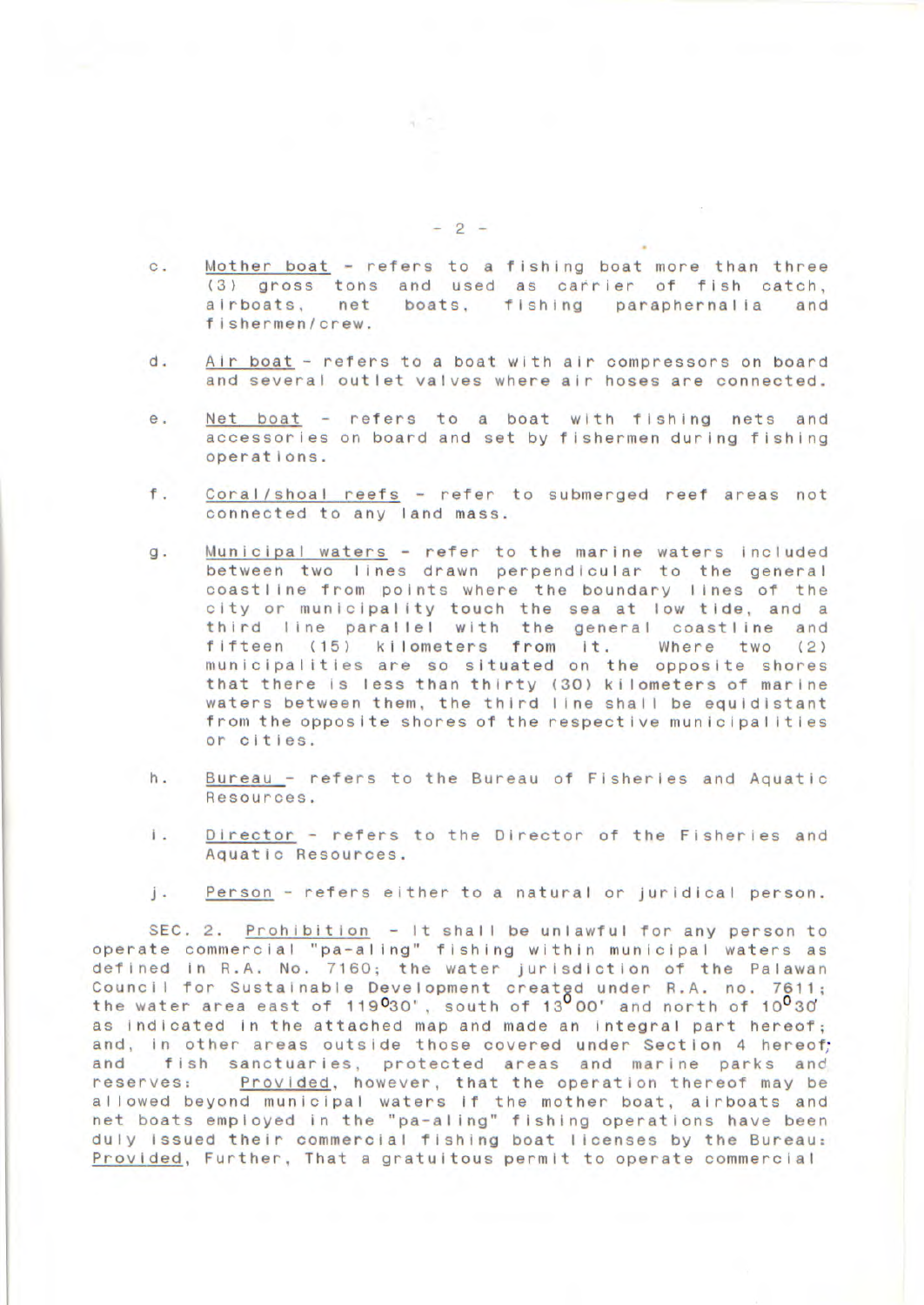c. Mother boat - refers to a fishing boat more than three (3) gross tons and used as carrier of fish catch, airboats, net boats, fishing paraphernalia and fishermen/crew.

d. Air boat - refers to a boat with air compressors on board and several outlet valves where air hoses are connected.

e. Net boat - refers to a boat with fishing nets and accessories on board and set by fishermen during fishing operations.

f. Coral/shoal reefs - refer to submerged reef areas not connected to any land mass.

g. Municipal waters - refer to the marine waters included between two lines drawn perpendicular to the general coastline from points where the boundary lines of the city or municipality touch the sea at low tide, and a third line parallel with the general coastline and fifteen (15) kilometers from it. Where two (2) municipalities are so situated on the opposite shores that there is less than thirty (30) kilometers of marine waters between them, the third line shall be equidistant from the opposite shores of the respective municipalities or cities.

h. Bureau - refers to the Bureau of Fisheries and Aquatic Resources.

i. Director - refers to the Director of the Fisheries and Aquatic Resources.

j. Person - refers either to a natural or juridical person.

SEC. 2. Prohibition - It shall be unlawful for any person to operate commercial "pa-aling" fishing within municipal waters as defined in R.A. No. 7160; the water jurisdiction of the Palawan Council for Sustainable Development created under R.A. no. 7611; the water area east of 119°30', south of 13°00' and north of 10°30' as indicated in the attached map and made an integral part hereof; and, in other areas outside those covered under Section 4 hereof; and fish sanctuaries, protected areas and marine parks and reserves: Provided, however, that the operation thereof may be allowed beyond municipal waters if the mother boat, airboats and net boats employed in the "pa-aling" fishing operations have been duly issued their commercial fishing boat licenses by the Bureau: Provided, Further, That a gratuitous permit to operate commercial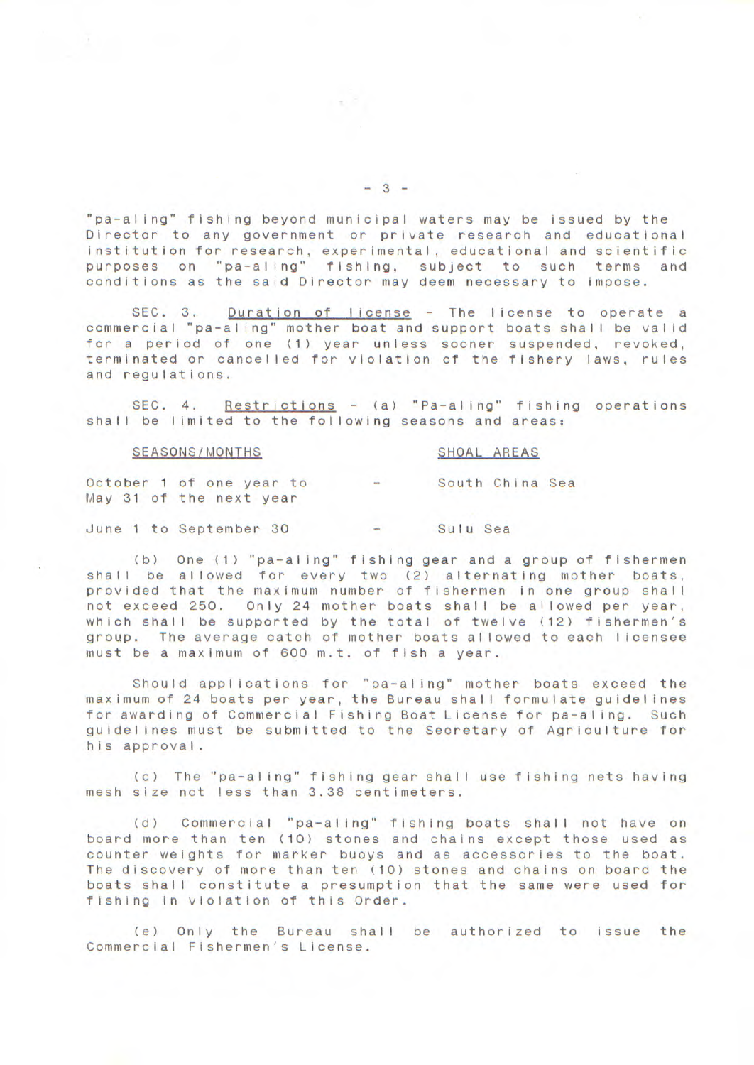"pa-aling" fishing beyond municipal waters may be issued by the Director to any government or private research and educational institution for research, experimental, educational and scientific purposes on "pa-aling" fishing, subject to such terms and conditions as the said Director may deem necessary to impose.

SEC. 3. Duration of license - The license to operate a commercial "pa-aling" mother boat and support boats shall be valid for a period of one (1) year unless sooner suspended, revoked, terminated or cancelled for violation of the fishery laws, rules and regulations.

SEC. 4. Restrictions - (a) "Pa-aling" fishing operations shall be limited to the following seasons and areas:

| SEASONS/MONTHS | | SHOAL AREAS |
|---|---|---|
| October 1 of one year to May 31 of the next year | - | South China Sea |
| June 1 to September 30 | - | Sulu Sea |

(b) One (1) "pa-aling" fishing gear and a group of fishermen shall be allowed for every two (2) alternating mother boats, provided that the maximum number of fishermen in one group shall not exceed 250. Only 24 mother boats shall be allowed per year, which shall be supported by the total of twelve (12) fishermen's group. The average catch of mother boats allowed to each licensee must be a maximum of 600 m.t. of fish a year.

Should applications for "pa-aling" mother boats exceed the maximum of 24 boats per year, the Bureau shall formulate guidelines for awarding of Commercial Fishing Boat License for pa-aling. Such guidelines must be submitted to the Secretary of Agriculture for his approval.

(c) The "pa-aling" fishing gear shall use fishing nets having mesh size not less than 3.38 centimeters.

(d) Commercial "pa-aling" fishing boats shall not have on board more than ten (10) stones and chains except those used as counter weights for marker buoys and as accessories to the boat. The discovery of more than ten (10) stones and chains on board the boats shall constitute a presumption that the same were used for fishing in violation of this Order.

(e) Only the Bureau shall be authorized to issue the Commercial Fishermen's License.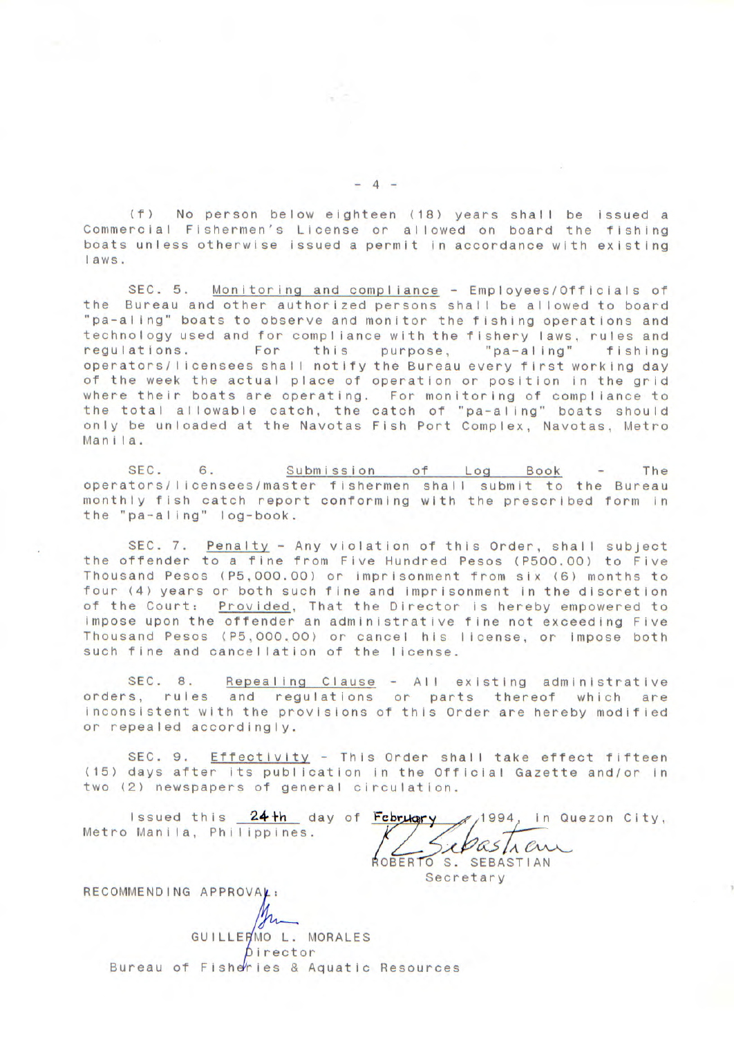(f) No person below eighteen (18) years shall be issued a Commercial Fishermen's License or allowed on board the fishing boats unless otherwise issued a permit in accordance with existing laws.

SEC. 5. Monitoring and compliance - Employees/Officials of the Bureau and other authorized persons shall be allowed to board "pa-aling" boats to observe and monitor the fishing operations and technology used and for compliance with the fishery laws, rules and regulations. For this purpose, "pa-aling" fishing operators/licensees shall notify the Bureau every first working day of the week the actual place of operation or position in the grid where their boats are operating. For monitoring of compliance to the total allowable catch, the catch of "pa-aling" boats should only be unloaded at the Navotas Fish Port Complex, Navotas, Metro Manila.

SEC. 6. Submission of Log Book - The operators/licensees/master fishermen shall submit to the Bureau monthly fish catch report conforming with the prescribed form in the "pa-aling" log-book.

SEC. 7. Penalty - Any violation of this Order, shall subject the offender to a fine from Five Hundred Pesos (P500.00) to Five Thousand Pesos (P5,000.00) or imprisonment from six (6) months to four (4) years or both such fine and imprisonment in the discretion of the Court: Provided, That the Director is hereby empowered to impose upon the offender an administrative fine not exceeding Five Thousand Pesos (P5,000.00) or cancel his license, or impose both such fine and cancellation of the license.

SEC. 8. Repealing Clause - All existing administrative orders, rules and regulations or parts thereof which are inconsistent with the provisions of this Order are hereby modified or repealed accordingly.

SEC. 9. Effectivity - This Order shall take effect fifteen (15) days after its publication in the Official Gazette and/or in two (2) newspapers of general circulation.

Issued this 24th day of February, 1994, in Quezon City, Metro Manila, Philippines.

ROBERTO S. SEBASTIAN
Secretary

RECOMMENDING APPROVAL:

GUILLERMO L. MORALES
Director
Bureau of Fisheries & Aquatic Resources